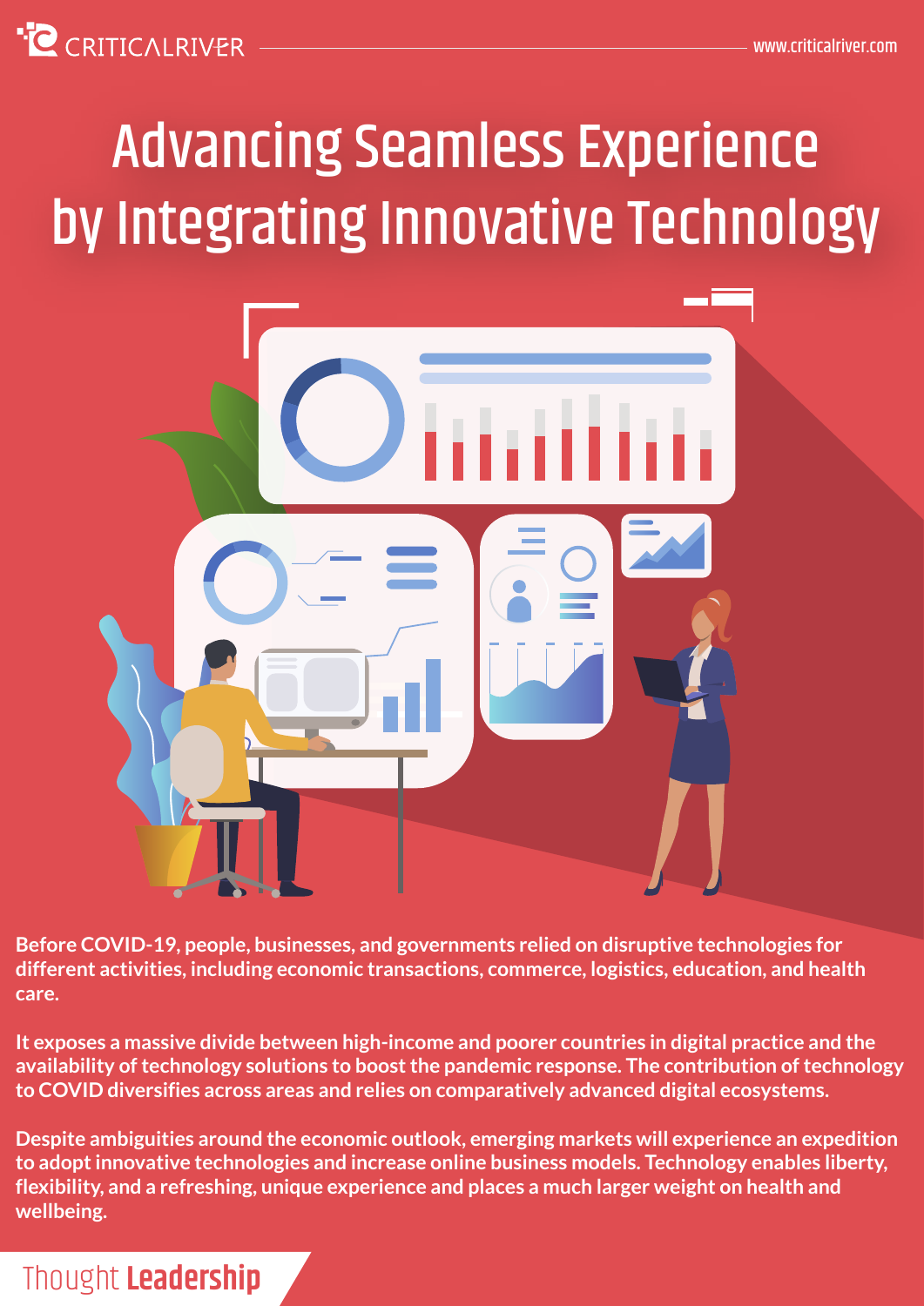# Advancing Seamless Experience by Integrating Innovative Technology

**Before COVID-19, people, businesses, and governments relied on disruptive technologies for different activities, including economic transactions, commerce, logistics, education, and health care.**

**It exposes a massive divide between high-income and poorer countries in digital practice and the availability of technology solutions to boost the pandemic response. The contribution of technology to COVID diversifies across areas and relies on comparatively advanced digital ecosystems.**

**Despite ambiguities around the economic outlook, emerging markets will experience an expedition to adopt innovative technologies and increase online business models. Technology enables liberty, flexibility, and a refreshing, unique experience and places a much larger weight on health and wellbeing.**

Thought **Leadership**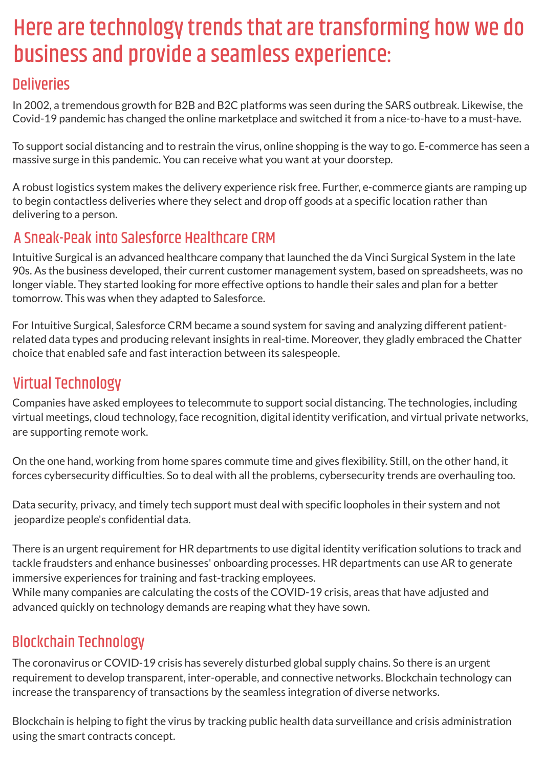# Here are technology trends that are transforming how we do business and provide a seamless experience:

## Deliveries

In 2002, a tremendous growth for B2B and B2C platforms was seen during the SARS outbreak. Likewise, the Covid-19 pandemic has changed the online marketplace and switched it from a nice-to-have to a must-have.

To support social distancing and to restrain the virus, online shopping is the way to go. E-commerce has seen a massive surge in this pandemic. You can receive what you want at your doorstep.

A robust logistics system makes the delivery experience risk free. Further, e-commerce giants are ramping up to begin contactless deliveries where they select and drop off goods at a specific location rather than delivering to a person.

## A Sneak-Peak into Salesforce Healthcare CRM

Intuitive Surgical is an advanced healthcare company that launched the da Vinci Surgical System in the late 90s. As the business developed, their current customer management system, based on spreadsheets, was no longer viable. They started looking for more effective options to handle their sales and plan for a better tomorrow. This was when they adapted to Salesforce.

For Intuitive Surgical, Salesforce CRM became a sound system for saving and analyzing different patient-related data types and producing relevant insights in real-time. Moreover, they gladly embraced the Chatter choice that enabled safe and fast interaction between its salespeople.

## Virtual Technology

Companies have asked employees to telecommute to support social distancing. The technologies, including virtual meetings, cloud technology, face recognition, digital identity verification, and virtual private networks, are supporting remote work.

On the one hand, working from home spares commute time and gives flexibility. Still, on the other hand, it forces cybersecurity difficulties. So to deal with all the problems, cybersecurity trends are overhauling too.

Data security, privacy, and timely tech support must deal with specific loopholes in their system and not jeopardize people's confidential data.

There is an urgent requirement for HR departments to use digital identity verification solutions to track and tackle fraudsters and enhance businesses' onboarding processes. HR departments can use AR to generate immersive experiences for training and fast-tracking employees.
While many companies are calculating the costs of the COVID-19 crisis, areas that have adjusted and advanced quickly on technology demands are reaping what they have sown.

## Blockchain Technology

The coronavirus or COVID-19 crisis has severely disturbed global supply chains. So there is an urgent requirement to develop transparent, inter-operable, and connective networks. Blockchain technology can increase the transparency of transactions by the seamless integration of diverse networks.

Blockchain is helping to fight the virus by tracking public health data surveillance and crisis administration using the smart contracts concept.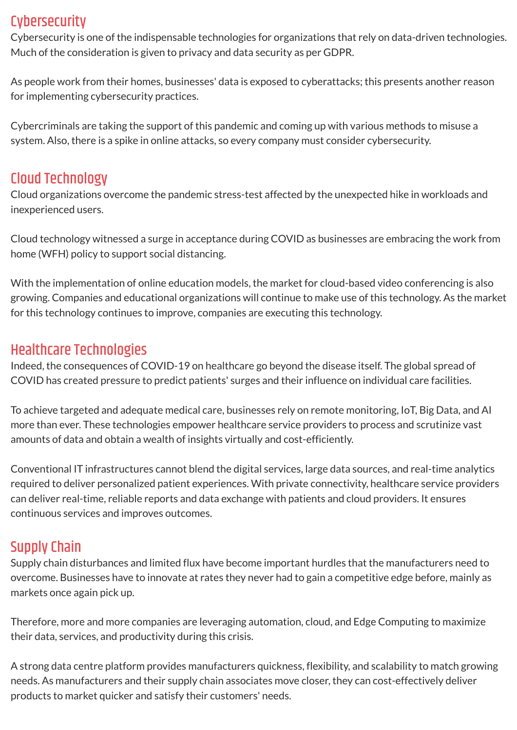## Cybersecurity

Cybersecurity is one of the indispensable technologies for organizations that rely on data-driven technologies. Much of the consideration is given to privacy and data security as per GDPR.

As people work from their homes, businesses' data is exposed to cyberattacks; this presents another reason for implementing cybersecurity practices.

Cybercriminals are taking the support of this pandemic and coming up with various methods to misuse a system. Also, there is a spike in online attacks, so every company must consider cybersecurity.

## Cloud Technology

Cloud organizations overcome the pandemic stress-test affected by the unexpected hike in workloads and inexperienced users.

Cloud technology witnessed a surge in acceptance during COVID as businesses are embracing the work from home (WFH) policy to support social distancing.

With the implementation of online education models, the market for cloud-based video conferencing is also growing. Companies and educational organizations will continue to make use of this technology. As the market for this technology continues to improve, companies are executing this technology.

## Healthcare Technologies

Indeed, the consequences of COVID-19 on healthcare go beyond the disease itself. The global spread of COVID has created pressure to predict patients' surges and their influence on individual care facilities.

To achieve targeted and adequate medical care, businesses rely on remote monitoring, IoT, Big Data, and AI more than ever. These technologies empower healthcare service providers to process and scrutinize vast amounts of data and obtain a wealth of insights virtually and cost-efficiently.

Conventional IT infrastructures cannot blend the digital services, large data sources, and real-time analytics required to deliver personalized patient experiences. With private connectivity, healthcare service providers can deliver real-time, reliable reports and data exchange with patients and cloud providers. It ensures continuous services and improves outcomes.

## Supply Chain

Supply chain disturbances and limited flux have become important hurdles that the manufacturers need to overcome. Businesses have to innovate at rates they never had to gain a competitive edge before, mainly as markets once again pick up.

Therefore, more and more companies are leveraging automation, cloud, and Edge Computing to maximize their data, services, and productivity during this crisis.

A strong data centre platform provides manufacturers quickness, flexibility, and scalability to match growing needs. As manufacturers and their supply chain associates move closer, they can cost-effectively deliver products to market quicker and satisfy their customers' needs.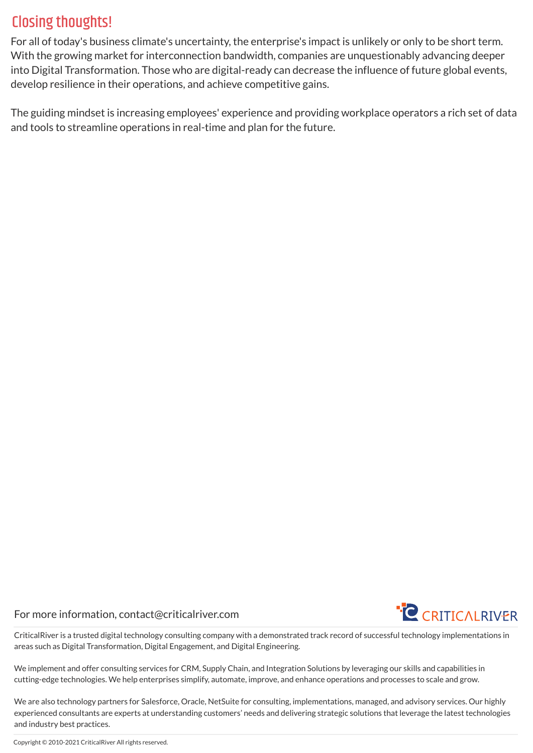## Closing thoughts!

For all of today's business climate's uncertainty, the enterprise's impact is unlikely or only to be short term. With the growing market for interconnection bandwidth, companies are unquestionably advancing deeper into Digital Transformation. Those who are digital-ready can decrease the influence of future global events, develop resilience in their operations, and achieve competitive gains.

The guiding mindset is increasing employees' experience and providing workplace operators a rich set of data and tools to streamline operations in real-time and plan for the future.

For more information, contact@criticalriver.com

CRITICALRIVER

CriticalRiver is a trusted digital technology consulting company with a demonstrated track record of successful technology implementations in areas such as Digital Transformation, Digital Engagement, and Digital Engineering.

We implement and offer consulting services for CRM, Supply Chain, and Integration Solutions by leveraging our skills and capabilities in cutting-edge technologies. We help enterprises simplify, automate, improve, and enhance operations and processes to scale and grow.

We are also technology partners for Salesforce, Oracle, NetSuite for consulting, implementations, managed, and advisory services. Our highly experienced consultants are experts at understanding customers' needs and delivering strategic solutions that leverage the latest technologies and industry best practices.

Copyright © 2010-2021 CriticalRiver All rights reserved.